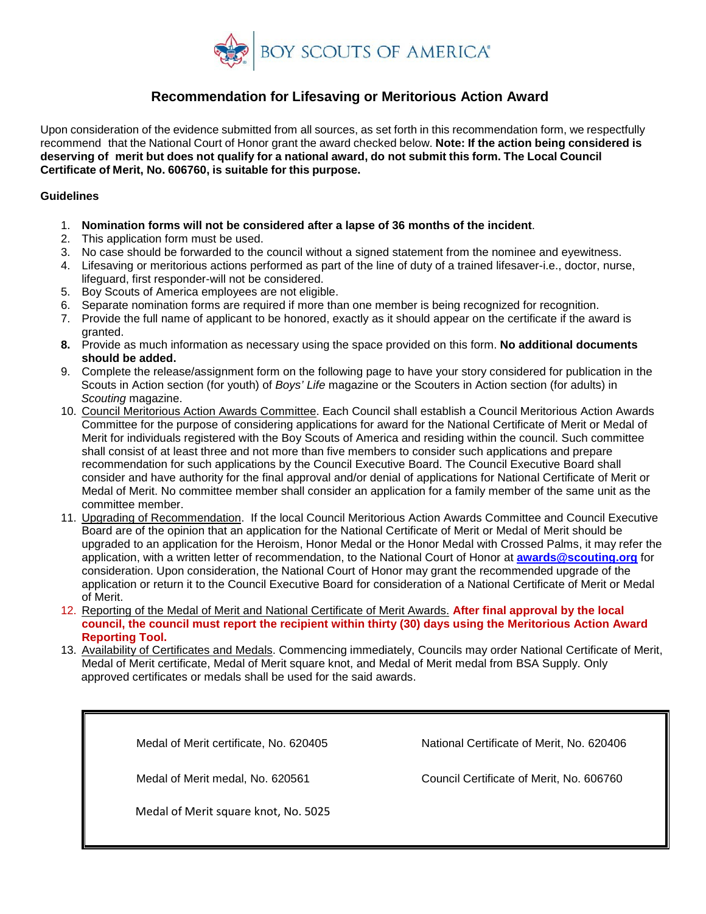BOY SCOUTS OF AMERICA®

# Recommendation for Lifesaving or Meritorious Action Award

Upon consideration of the evidence submitted from all sources, as set forth in this recommendation form, we respectfully recommend that the National Court of Honor grant the award checked below. **Note: If the action being considered is deserving of merit but does not qualify for a national award, do not submit this form. The Local Council Certificate of Merit, No. 606760, is suitable for this purpose.**

**Guidelines**

1. **Nomination forms will not be considered after a lapse of 36 months of the incident**.
2. This application form must be used.
3. No case should be forwarded to the council without a signed statement from the nominee and eyewitness.
4. Lifesaving or meritorious actions performed as part of the line of duty of a trained lifesaver-i.e., doctor, nurse, lifeguard, first responder-will not be considered.
5. Boy Scouts of America employees are not eligible.
6. Separate nomination forms are required if more than one member is being recognized for recognition.
7. Provide the full name of applicant to be honored, exactly as it should appear on the certificate if the award is granted.
8. Provide as much information as necessary using the space provided on this form. **No additional documents should be added.**
9. Complete the release/assignment form on the following page to have your story considered for publication in the Scouts in Action section (for youth) of *Boys' Life* magazine or the Scouters in Action section (for adults) in *Scouting* magazine.
10. Council Meritorious Action Awards Committee. Each Council shall establish a Council Meritorious Action Awards Committee for the purpose of considering applications for award for the National Certificate of Merit or Medal of Merit for individuals registered with the Boy Scouts of America and residing within the council. Such committee shall consist of at least three and not more than five members to consider such applications and prepare recommendation for such applications by the Council Executive Board. The Council Executive Board shall consider and have authority for the final approval and/or denial of applications for National Certificate of Merit or Medal of Merit. No committee member shall consider an application for a family member of the same unit as the committee member.
11. Upgrading of Recommendation. If the local Council Meritorious Action Awards Committee and Council Executive Board are of the opinion that an application for the National Certificate of Merit or Medal of Merit should be upgraded to an application for the Heroism, Honor Medal or the Honor Medal with Crossed Palms, it may refer the application, with a written letter of recommendation, to the National Court of Honor at **awards@scouting.org** for consideration. Upon consideration, the National Court of Honor may grant the recommended upgrade of the application or return it to the Council Executive Board for consideration of a National Certificate of Merit or Medal of Merit.
12. Reporting of the Medal of Merit and National Certificate of Merit Awards. **After final approval by the local council, the council must report the recipient within thirty (30) days using the Meritorious Action Award Reporting Tool.**
13. Availability of Certificates and Medals. Commencing immediately, Councils may order National Certificate of Merit, Medal of Merit certificate, Medal of Merit square knot, and Medal of Merit medal from BSA Supply. Only approved certificates or medals shall be used for the said awards.

| | |
|---|---|
| Medal of Merit certificate, No. 620405 | National Certificate of Merit, No. 620406 |
| Medal of Merit medal, No. 620561 | Council Certificate of Merit, No. 606760 |
| Medal of Merit square knot, No. 5025 | |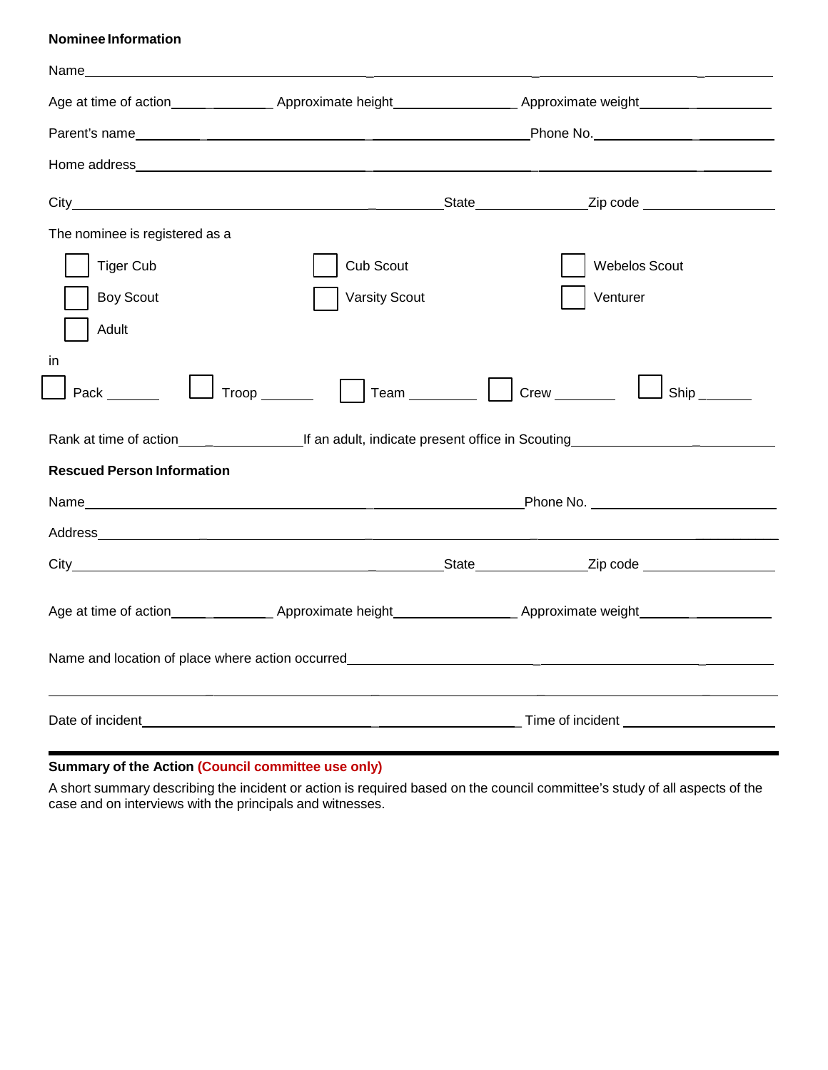**Nominee Information**

Name\_\_\_\_\_\_\_\_\_\_\_\_\_\_\_\_\_\_\_\_\_\_\_\_\_\_\_\_\_\_\_\_\_\_\_\_\_\_\_\_\_\_\_\_\_\_\_\_\_\_\_\_\_\_\_\_\_\_\_\_\_\_\_\_\_\_

Age at time of action\_\_\_\_\_\_\_\_\_\_\_\_ Approximate height\_\_\_\_\_\_\_\_\_\_\_\_\_\_ Approximate weight\_\_\_\_\_\_\_\_\_\_\_\_\_\_

Parent's name\_\_\_\_\_\_\_\_\_\_\_\_\_\_\_\_\_\_\_\_\_\_\_\_\_\_\_\_\_\_\_\_\_\_\_\_\_\_\_\_\_\_Phone No.\_\_\_\_\_\_\_\_\_\_\_\_\_\_\_\_\_\_\_\_

Home address\_\_\_\_\_\_\_\_\_\_\_\_\_\_\_\_\_\_\_\_\_\_\_\_\_\_\_\_\_\_\_\_\_\_\_\_\_\_\_\_\_\_\_\_\_\_\_\_\_\_\_\_\_\_\_\_\_\_\_\_\_\_\_\_\_\_

City\_\_\_\_\_\_\_\_\_\_\_\_\_\_\_\_\_\_\_\_\_\_\_\_\_\_\_\_\_\_\_\_\_\_\_\_\_\_\_\_State\_\_\_\_\_\_\_\_\_\_\_\_Zip code \_\_\_\_\_\_\_\_\_\_\_\_\_\_

The nominee is registered as a

- ☐ Tiger Cub
- ☐ Cub Scout
- ☐ Webelos Scout
- ☐ Boy Scout
- ☐ Varsity Scout
- ☐ Venturer
- ☐ Adult

in

☐ Pack \_\_\_\_\_\_ ☐ Troop \_\_\_\_\_\_ ☐ Team \_\_\_\_\_\_ ☐ Crew \_\_\_\_\_\_ ☐ Ship \_\_\_\_\_\_

Rank at time of action\_\_\_\_\_\_\_\_\_\_\_\_\_\_If an adult, indicate present office in Scouting\_\_\_\_\_\_\_\_\_\_\_\_\_\_\_\_\_\_

**Rescued Person Information**

Name\_\_\_\_\_\_\_\_\_\_\_\_\_\_\_\_\_\_\_\_\_\_\_\_\_\_\_\_\_\_\_\_\_\_\_\_\_\_\_\_\_\_\_\_\_\_\_\_Phone No. \_\_\_\_\_\_\_\_\_\_\_\_\_\_\_\_\_\_\_\_

Address\_\_\_\_\_\_\_\_\_\_\_\_\_\_\_\_\_\_\_\_\_\_\_\_\_\_\_\_\_\_\_\_\_\_\_\_\_\_\_\_\_\_\_\_\_\_\_\_\_\_\_\_\_\_\_\_\_\_\_\_\_\_\_\_\_\_\_\_\_\_

City\_\_\_\_\_\_\_\_\_\_\_\_\_\_\_\_\_\_\_\_\_\_\_\_\_\_\_\_\_\_\_\_\_\_\_\_\_\_\_\_State\_\_\_\_\_\_\_\_\_\_\_\_Zip code \_\_\_\_\_\_\_\_\_\_\_\_\_\_

Age at time of action\_\_\_\_\_\_\_\_\_\_\_\_ Approximate height\_\_\_\_\_\_\_\_\_\_\_\_\_\_ Approximate weight\_\_\_\_\_\_\_\_\_\_\_\_\_\_

Name and location of place where action occurred\_\_\_\_\_\_\_\_\_\_\_\_\_\_\_\_\_\_\_\_\_\_\_\_\_\_\_\_\_\_\_\_\_\_\_\_\_\_\_\_\_\_

\_\_\_\_\_\_\_\_\_\_\_\_\_\_\_\_\_\_\_\_\_\_\_\_\_\_\_\_\_\_\_\_\_\_\_\_\_\_\_\_\_\_\_\_\_\_\_\_\_\_\_\_\_\_\_\_\_\_\_\_\_\_\_\_\_\_\_\_\_\_\_\_\_\_\_\_\_\_

Date of incident\_\_\_\_\_\_\_\_\_\_\_\_\_\_\_\_\_\_\_\_\_\_\_\_\_\_\_\_\_\_\_\_\_\_\_\_\_\_\_\_\_\_ Time of incident \_\_\_\_\_\_\_\_\_\_\_\_\_\_\_\_\_\_

---

**Summary of the Action** **(Council committee use only)**

A short summary describing the incident or action is required based on the council committee's study of all aspects of the case and on interviews with the principals and witnesses.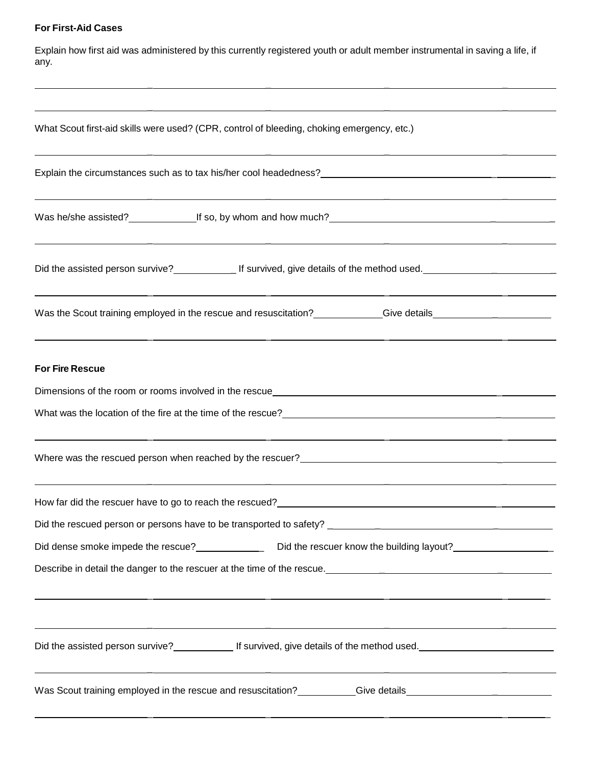**For First-Aid Cases**

Explain how first aid was administered by this currently registered youth or adult member instrumental in saving a life, if any.

What Scout first-aid skills were used? (CPR, control of bleeding, choking emergency, etc.)

Explain the circumstances such as to tax his/her cool headedness?

Was he/she assisted? If so, by whom and how much?

Did the assisted person survive? If survived, give details of the method used.

Was the Scout training employed in the rescue and resuscitation? Give details

**For Fire Rescue**

Dimensions of the room or rooms involved in the rescue

What was the location of the fire at the time of the rescue?

Where was the rescued person when reached by the rescuer?

How far did the rescuer have to go to reach the rescued?

Did the rescued person or persons have to be transported to safety?

Did dense smoke impede the rescue? Did the rescuer know the building layout?

Describe in detail the danger to the rescuer at the time of the rescue.

Did the assisted person survive? If survived, give details of the method used.

Was Scout training employed in the rescue and resuscitation? Give details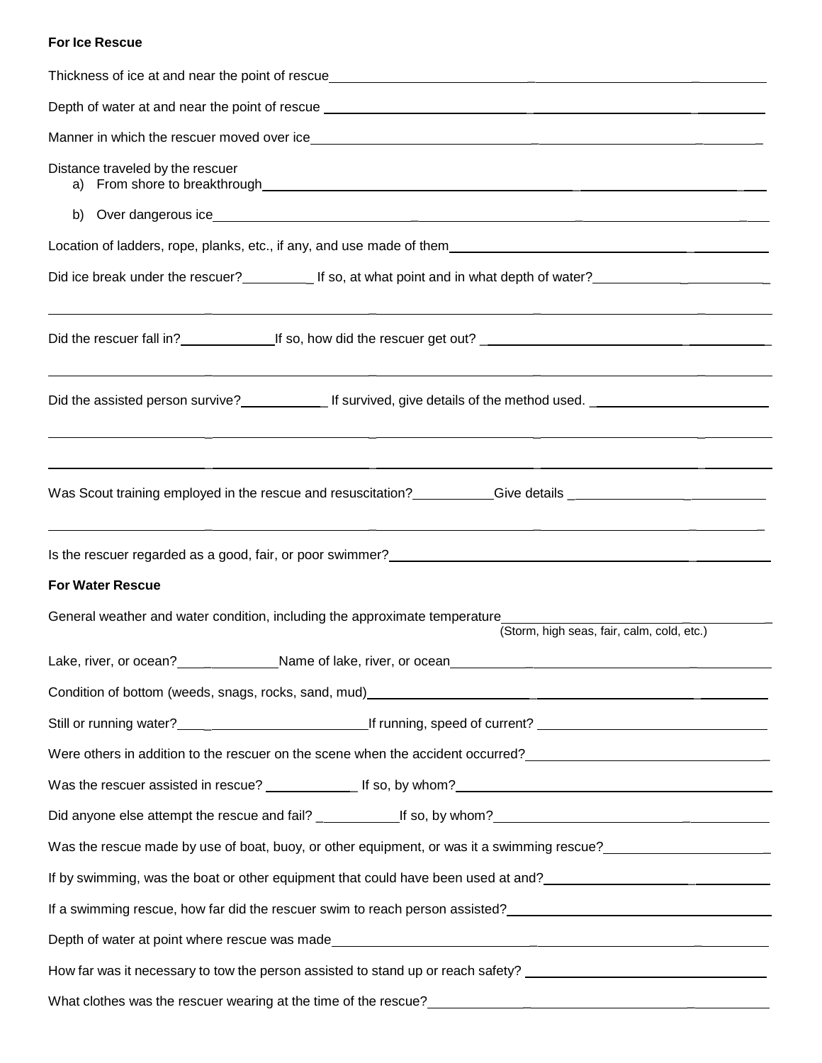**For Ice Rescue**

Thickness of ice at and near the point of rescue\_\_\_\_\_\_\_\_\_\_\_\_\_\_\_\_\_\_\_\_\_\_\_\_\_\_\_\_\_\_

Depth of water at and near the point of rescue \_\_\_\_\_\_\_\_\_\_\_\_\_\_\_\_\_\_\_\_\_\_\_\_\_\_\_\_\_\_

Manner in which the rescuer moved over ice\_\_\_\_\_\_\_\_\_\_\_\_\_\_\_\_\_\_\_\_\_\_\_\_\_\_\_\_\_\_

Distance traveled by the rescuer

a) From shore to breakthrough\_\_\_\_\_\_\_\_\_\_\_\_\_\_\_\_\_\_\_\_\_\_\_\_\_\_\_\_\_\_

b) Over dangerous ice\_\_\_\_\_\_\_\_\_\_\_\_\_\_\_\_\_\_\_\_\_\_\_\_\_\_\_\_\_\_

Location of ladders, rope, planks, etc., if any, and use made of them\_\_\_\_\_\_\_\_\_\_\_\_\_\_\_\_\_\_\_\_\_\_\_\_\_\_\_\_\_\_

Did ice break under the rescuer?\_\_\_\_\_\_\_\_\_\_ If so, at what point and in what depth of water?\_\_\_\_\_\_\_\_\_\_\_\_\_\_\_\_\_\_\_\_

\_\_\_\_\_\_\_\_\_\_\_\_\_\_\_\_\_\_\_\_\_\_\_\_\_\_\_\_\_\_\_\_\_\_\_\_\_\_\_\_\_\_\_\_\_\_\_\_\_\_\_\_\_\_\_\_\_\_\_\_

Did the rescuer fall in?\_\_\_\_\_\_\_\_\_\_\_\_\_If so, how did the rescuer get out? \_\_\_\_\_\_\_\_\_\_\_\_\_\_\_\_\_\_\_\_\_\_\_\_\_\_\_\_\_\_

\_\_\_\_\_\_\_\_\_\_\_\_\_\_\_\_\_\_\_\_\_\_\_\_\_\_\_\_\_\_\_\_\_\_\_\_\_\_\_\_\_\_\_\_\_\_\_\_\_\_\_\_\_\_\_\_\_\_\_\_

Did the assisted person survive?\_\_\_\_\_\_\_\_\_\_\_\_ If survived, give details of the method used. \_\_\_\_\_\_\_\_\_\_\_\_\_\_\_\_\_\_\_\_\_\_\_\_\_

\_\_\_\_\_\_\_\_\_\_\_\_\_\_\_\_\_\_\_\_\_\_\_\_\_\_\_\_\_\_\_\_\_\_\_\_\_\_\_\_\_\_\_\_\_\_\_\_\_\_\_\_\_\_\_\_\_\_\_\_

\_\_\_\_\_\_\_\_\_\_\_\_\_\_\_\_\_\_\_\_\_\_\_\_\_\_\_\_\_\_\_\_\_\_\_\_\_\_\_\_\_\_\_\_\_\_\_\_\_\_\_\_\_\_\_\_\_\_\_\_

Was Scout training employed in the rescue and resuscitation?\_\_\_\_\_\_\_\_\_\_\_Give details \_\_\_\_\_\_\_\_\_\_\_\_\_\_\_\_\_\_\_\_\_\_\_\_\_\_\_

\_\_\_\_\_\_\_\_\_\_\_\_\_\_\_\_\_\_\_\_\_\_\_\_\_\_\_\_\_\_\_\_\_\_\_\_\_\_\_\_\_\_\_\_\_\_\_\_\_\_\_\_\_\_\_\_\_\_\_\_

Is the rescuer regarded as a good, fair, or poor swimmer?\_\_\_\_\_\_\_\_\_\_\_\_\_\_\_\_\_\_\_\_\_\_\_\_\_\_\_\_\_\_

**For Water Rescue**

General weather and water condition, including the approximate temperature\_\_\_\_\_\_\_\_\_\_\_\_\_\_\_\_\_\_\_\_\_\_\_\_\_\_\_\_\_\_
(Storm, high seas, fair, calm, cold, etc.)

Lake, river, or ocean?\_\_\_\_\_\_\_\_\_\_\_\_\_\_Name of lake, river, or ocean\_\_\_\_\_\_\_\_\_\_\_\_\_\_\_\_\_\_\_\_\_\_\_\_\_\_\_\_\_\_

Condition of bottom (weeds, snags, rocks, sand, mud)\_\_\_\_\_\_\_\_\_\_\_\_\_\_\_\_\_\_\_\_\_\_\_\_\_\_\_\_\_\_

Still or running water?\_\_\_\_\_\_\_\_\_\_\_\_\_\_\_\_\_\_\_\_\_\_\_\_\_\_\_\_\_If running, speed of current? \_\_\_\_\_\_\_\_\_\_\_\_\_\_\_\_\_\_\_\_\_\_\_\_\_\_\_\_\_\_

Were others in addition to the rescuer on the scene when the accident occurred?\_\_\_\_\_\_\_\_\_\_\_\_\_\_\_\_\_\_\_\_\_\_\_\_\_\_\_\_\_\_

Was the rescuer assisted in rescue? \_\_\_\_\_\_\_\_\_\_\_\_\_ If so, by whom?\_\_\_\_\_\_\_\_\_\_\_\_\_\_\_\_\_\_\_\_\_\_\_\_\_\_\_\_\_\_

Did anyone else attempt the rescue and fail? \_\_\_\_\_\_\_\_\_\_\_If so, by whom?\_\_\_\_\_\_\_\_\_\_\_\_\_\_\_\_\_\_\_\_\_\_\_\_\_\_\_\_\_\_

Was the rescue made by use of boat, buoy, or other equipment, or was it a swimming rescue?\_\_\_\_\_\_\_\_\_\_\_\_\_\_\_\_\_\_\_\_\_\_

If by swimming, was the boat or other equipment that could have been used at and?\_\_\_\_\_\_\_\_\_\_\_\_\_\_\_\_\_\_\_\_\_\_\_\_\_\_\_\_\_\_

If a swimming rescue, how far did the rescuer swim to reach person assisted?\_\_\_\_\_\_\_\_\_\_\_\_\_\_\_\_\_\_\_\_\_\_\_\_\_\_\_\_\_\_

Depth of water at point where rescue was made\_\_\_\_\_\_\_\_\_\_\_\_\_\_\_\_\_\_\_\_\_\_\_\_\_\_\_\_\_\_

How far was it necessary to tow the person assisted to stand up or reach safety? \_\_\_\_\_\_\_\_\_\_\_\_\_\_\_\_\_\_\_\_\_\_\_\_\_\_\_\_\_\_

What clothes was the rescuer wearing at the time of the rescue?\_\_\_\_\_\_\_\_\_\_\_\_\_\_\_\_\_\_\_\_\_\_\_\_\_\_\_\_\_\_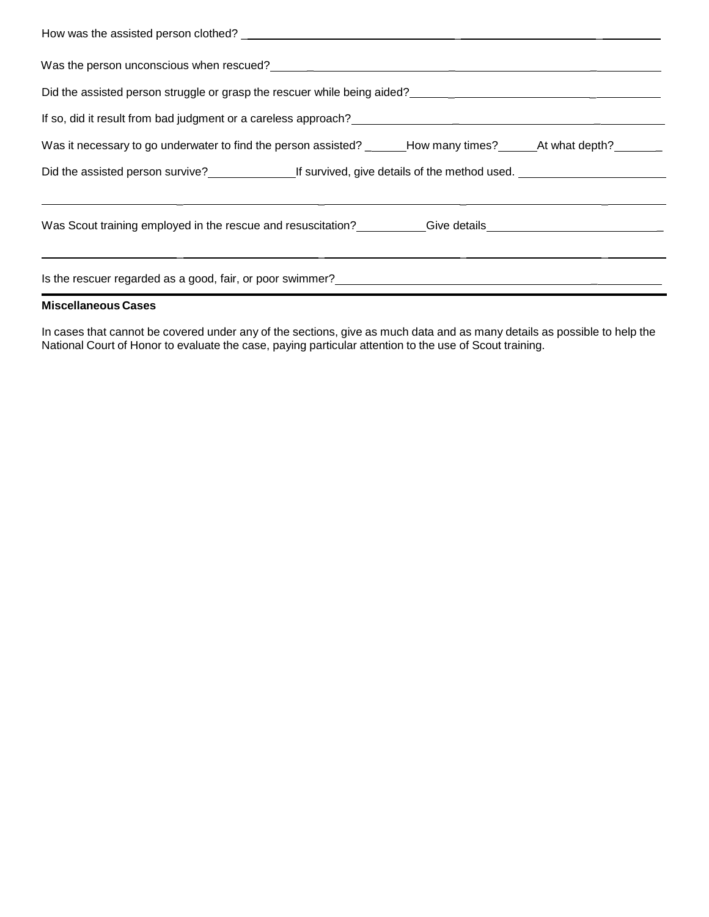How was the assisted person clothed? ____________________________________________

Was the person unconscious when rescued? ____________________________________________

Did the assisted person struggle or grasp the rescuer while being aided? ______________________________

If so, did it result from bad judgment or a careless approach? ______________________________

Was it necessary to go underwater to find the person assisted? ______ How many times? ______ At what depth? _______

Did the assisted person survive? _____________ If survived, give details of the method used. ______________________

____________________________________________________________________________________________

Was Scout training employed in the rescue and resuscitation? __________ Give details ___________________________

____________________________________________________________________________________________

Is the rescuer regarded as a good, fair, or poor swimmer? ____________________________________________

**Miscellaneous Cases**

In cases that cannot be covered under any of the sections, give as much data and as many details as possible to help the National Court of Honor to evaluate the case, paying particular attention to the use of Scout training.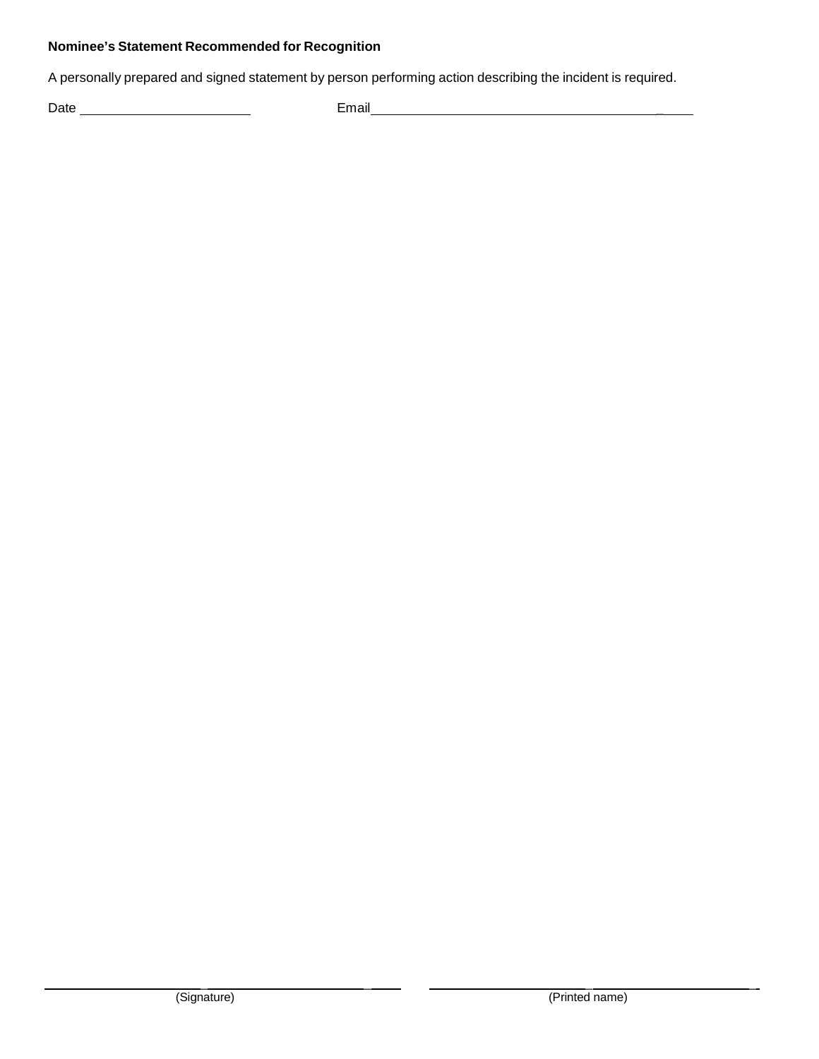**Nominee's Statement Recommended for Recognition**

A personally prepared and signed statement by person performing action describing the incident is required.

Date ______________________ Email ______________________________________

______________________________ ______________________________

(Signature) (Printed name)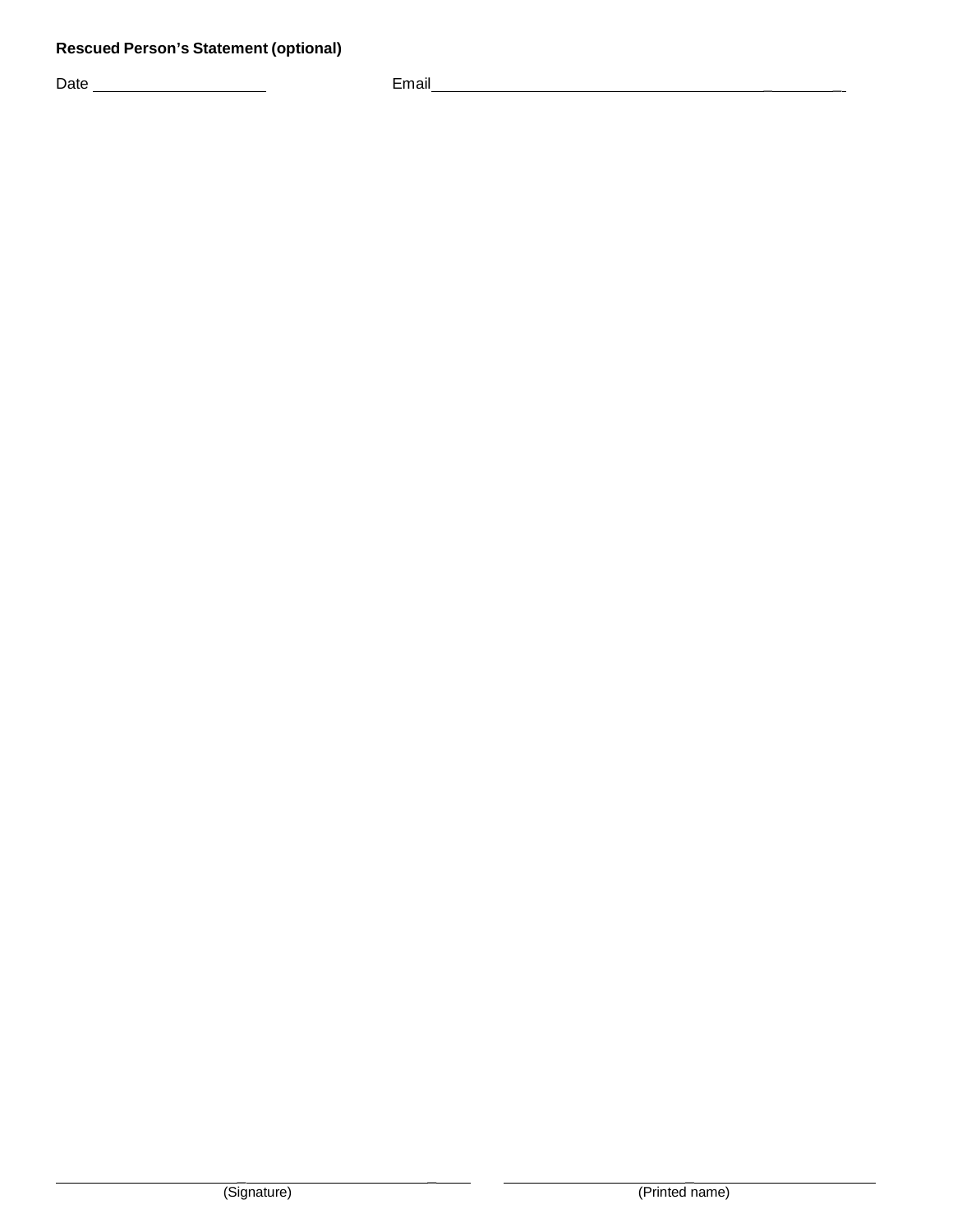**Rescued Person's Statement (optional)**

Date ____________________ Email ____________________________________________

______________________________________________ (Signature)

______________________________________________ (Printed name)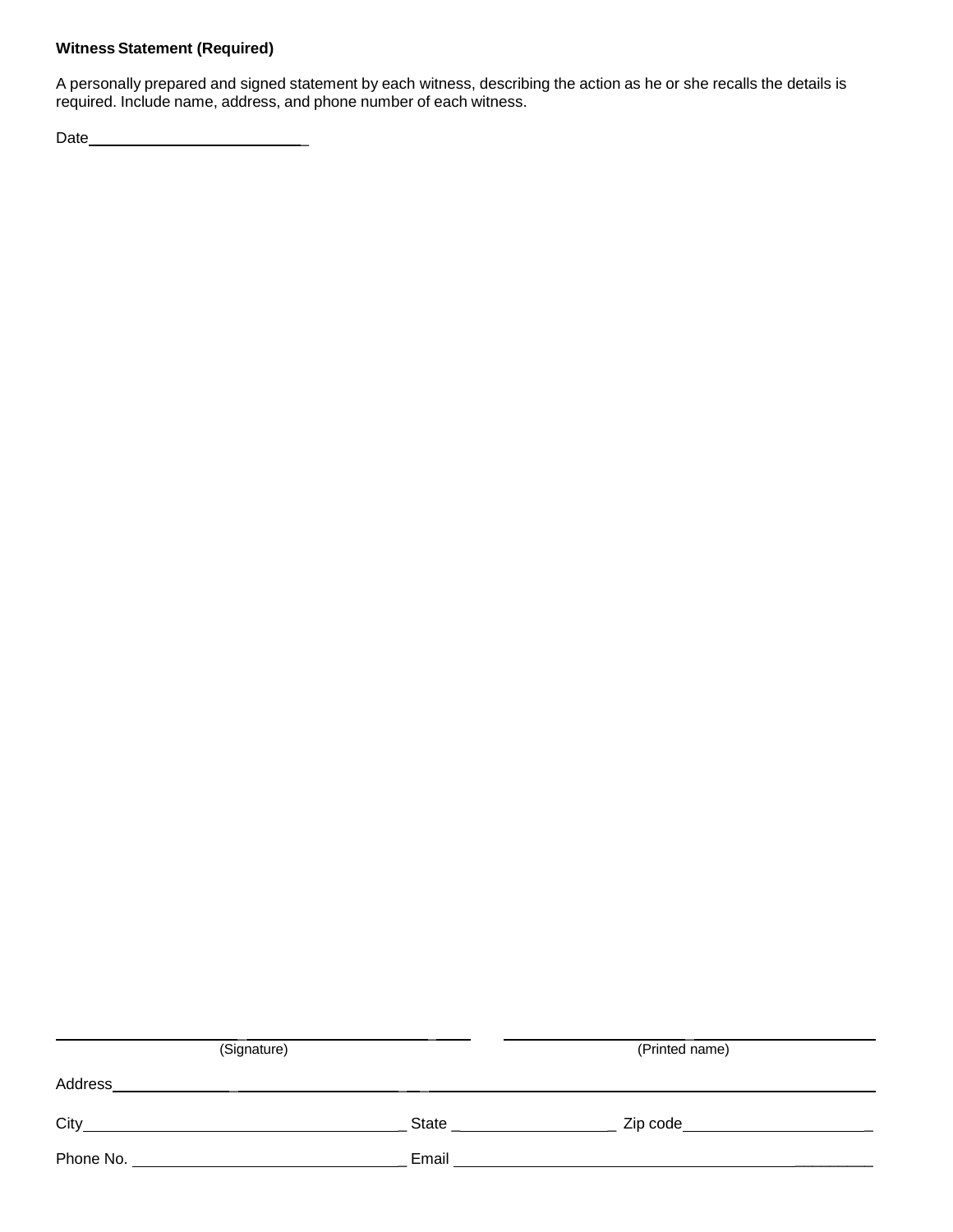**Witness Statement (Required)**

A personally prepared and signed statement by each witness, describing the action as he or she recalls the details is required. Include name, address, and phone number of each witness.

Date___________________________

______________________________________ ______________________________________
(Signature) (Printed name)

Address______________________________________________________________________

City_____________________________ State _______________ Zip code__________________

Phone No. _________________________ Email ____________________________________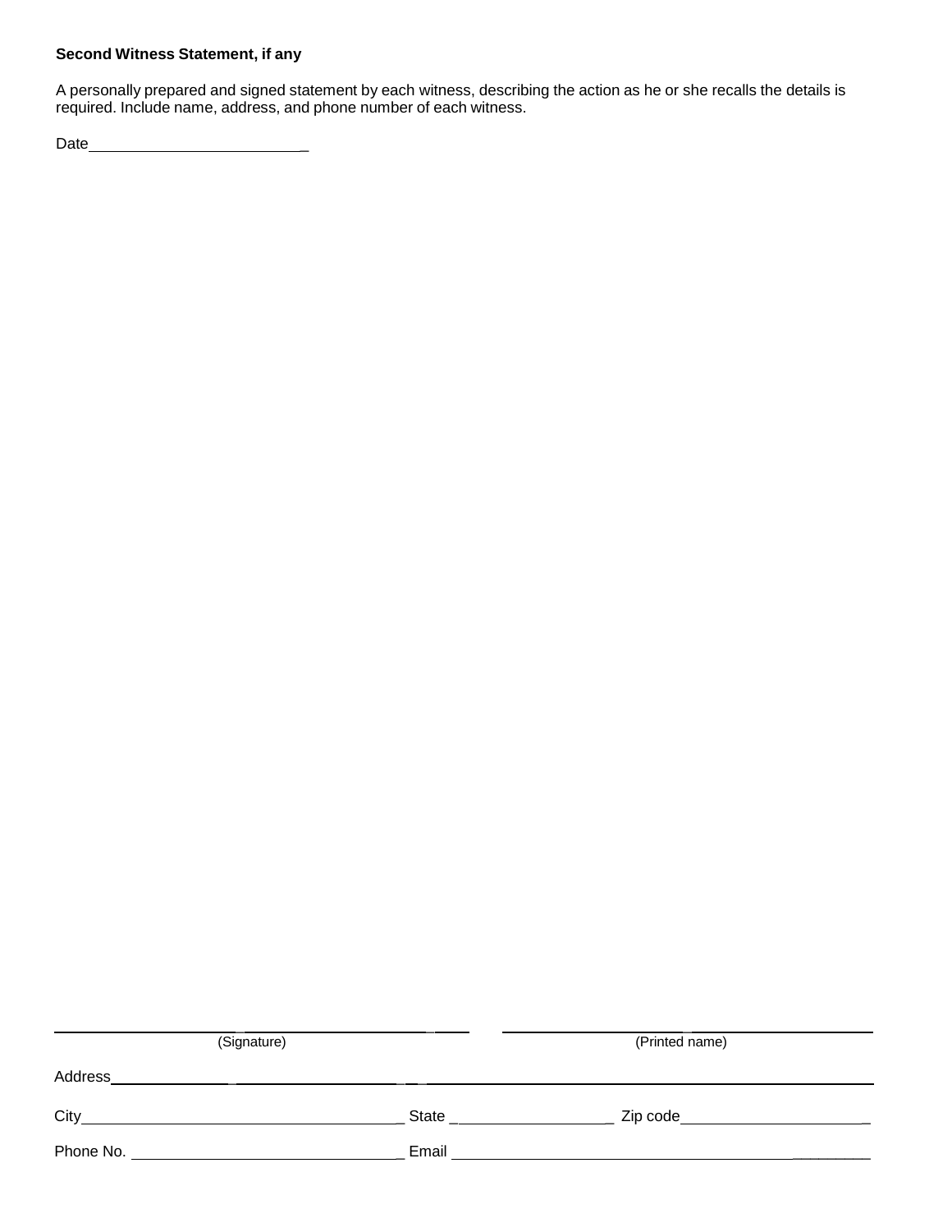**Second Witness Statement, if any**

A personally prepared and signed statement by each witness, describing the action as he or she recalls the details is required. Include name, address, and phone number of each witness.

Date_________________________

_________________________________________ (Signature)

_________________________________________ (Printed name)

Address_________________________________________________________________________

City___________________________________ State ___________________ Zip code_____________________

Phone No. ______________________________ Email ________________________________________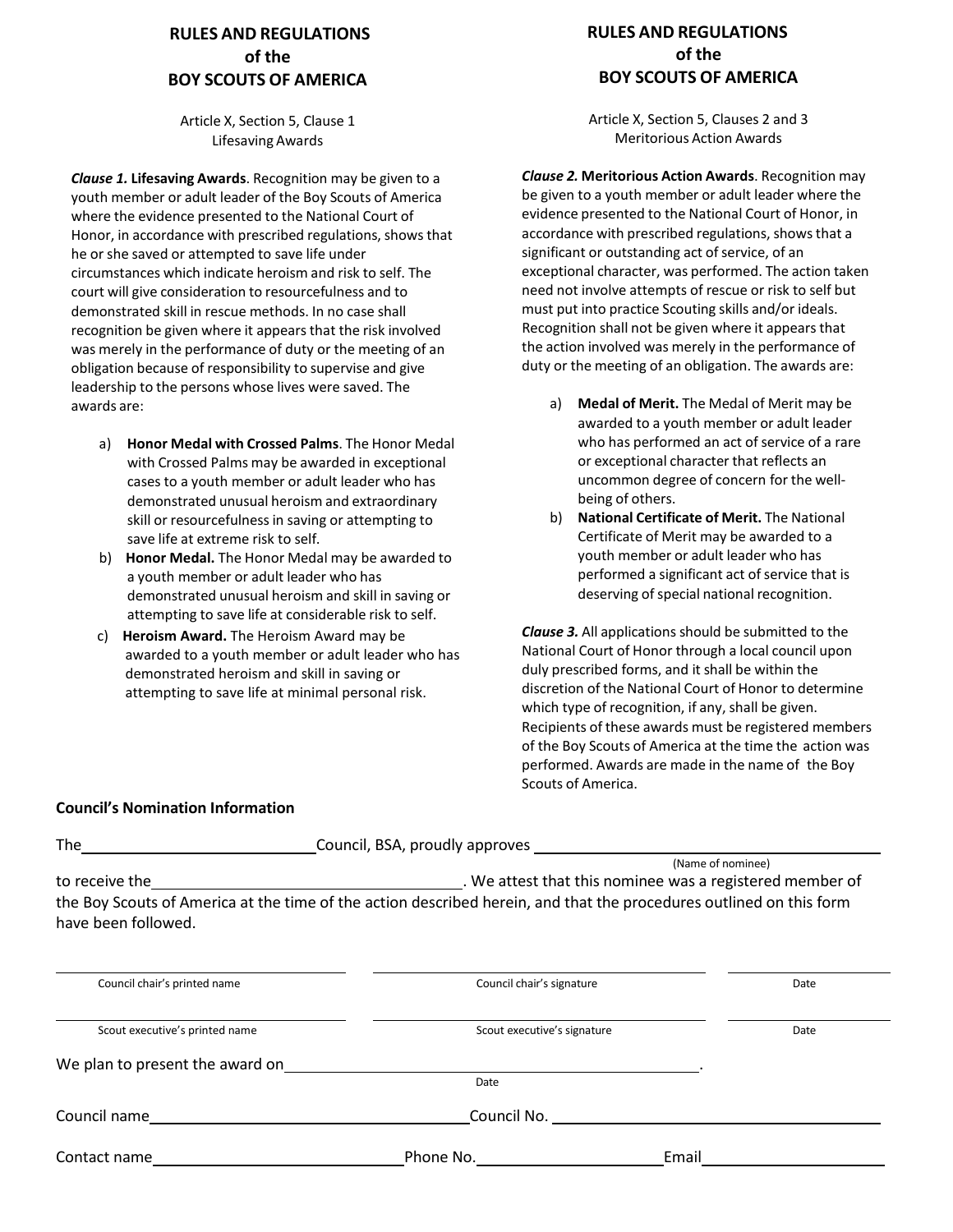## RULES AND REGULATIONS of the BOY SCOUTS OF AMERICA

Article X, Section 5, Clause 1
Lifesaving Awards

***Clause 1.*** **Lifesaving Awards**. Recognition may be given to a youth member or adult leader of the Boy Scouts of America where the evidence presented to the National Court of Honor, in accordance with prescribed regulations, shows that he or she saved or attempted to save life under circumstances which indicate heroism and risk to self. The court will give consideration to resourcefulness and to demonstrated skill in rescue methods. In no case shall recognition be given where it appears that the risk involved was merely in the performance of duty or the meeting of an obligation because of responsibility to supervise and give leadership to the persons whose lives were saved. The awards are:

a) **Honor Medal with Crossed Palms**. The Honor Medal with Crossed Palms may be awarded in exceptional cases to a youth member or adult leader who has demonstrated unusual heroism and extraordinary skill or resourcefulness in saving or attempting to save life at extreme risk to self.

b) **Honor Medal.** The Honor Medal may be awarded to a youth member or adult leader who has demonstrated unusual heroism and skill in saving or attempting to save life at considerable risk to self.

c) **Heroism Award.** The Heroism Award may be awarded to a youth member or adult leader who has demonstrated heroism and skill in saving or attempting to save life at minimal personal risk.

## RULES AND REGULATIONS of the BOY SCOUTS OF AMERICA

Article X, Section 5, Clauses 2 and 3
Meritorious Action Awards

***Clause 2.*** **Meritorious Action Awards**. Recognition may be given to a youth member or adult leader where the evidence presented to the National Court of Honor, in accordance with prescribed regulations, shows that a significant or outstanding act of service, of an exceptional character, was performed. The action taken need not involve attempts of rescue or risk to self but must put into practice Scouting skills and/or ideals. Recognition shall not be given where it appears that the action involved was merely in the performance of duty or the meeting of an obligation. The awards are:

a) **Medal of Merit.** The Medal of Merit may be awarded to a youth member or adult leader who has performed an act of service of a rare or exceptional character that reflects an uncommon degree of concern for the well-being of others.

b) **National Certificate of Merit.** The National Certificate of Merit may be awarded to a youth member or adult leader who has performed a significant act of service that is deserving of special national recognition.

***Clause 3.*** All applications should be submitted to the National Court of Honor through a local council upon duly prescribed forms, and it shall be within the discretion of the National Court of Honor to determine which type of recognition, if any, shall be given. Recipients of these awards must be registered members of the Boy Scouts of America at the time the action was performed. Awards are made in the name of the Boy Scouts of America.

### Council's Nomination Information

The ____________________ Council, BSA, proudly approves ______________________________
(Name of nominee)
to receive the ______________________________. We attest that this nominee was a registered member of the Boy Scouts of America at the time of the action described herein, and that the procedures outlined on this form have been followed.

______________________ ______________________ ______________
Council chair's printed name — Council chair's signature — Date

______________________ ______________________ ______________
Scout executive's printed name — Scout executive's signature — Date

We plan to present the award on ______________________________.
Date

Council name ______________________ Council No. ______________________

Contact name ______________________ Phone No. ______________ Email ______________